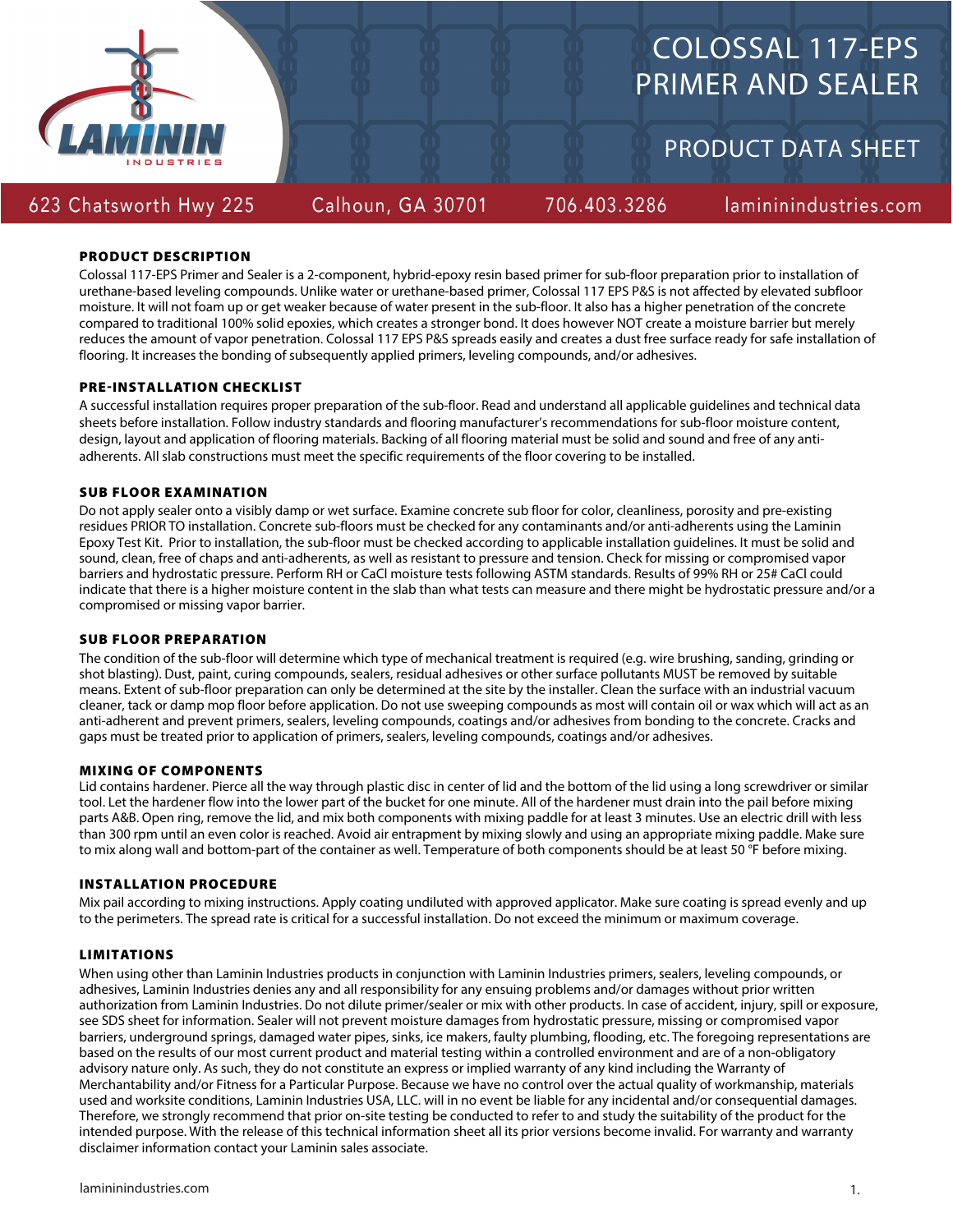# COLOSSAL 117-EPS PRIMER AND SEALER

## PRODUCT DATA SHEET

623 Chatsworth Hwy 225 Calhoun, GA 30701 706.403.3286 laminindustries.com

### PRODUCT DESCRIPTION

Colossal 117-EPS Primer and Sealer is a 2-component, hybrid-epoxy resin based primer for sub-floor preparation prior to installation of urethane-based leveling compounds. Unlike water or urethane-based primer, Colossal 117 EPS P&S is not affected by elevated subfloor moisture. It will not foam up or get weaker because of water present in the sub-floor. It also has a higher penetration of the concrete compared to traditional 100% solid epoxies, which creates a stronger bond. It does however NOT create a moisture barrier but merely reduces the amount of vapor penetration. Colossal 117 EPS P&S spreads easily and creates a dust free surface ready for safe installation of flooring. It increases the bonding of subsequently applied primers, leveling compounds, and/or adhesives.

### PRE-INSTALLATION CHECKLIST

A successful installation requires proper preparation of the sub-floor. Read and understand all applicable guidelines and technical data sheets before installation. Follow industry standards and flooring manufacturer's recommendations for sub-floor moisture content, design, layout and application of flooring materials. Backing of all flooring material must be solid and sound and free of any anti-adherents. All slab constructions must meet the specific requirements of the floor covering to be installed.

### SUB FLOOR EXAMINATION

Do not apply sealer onto a visibly damp or wet surface. Examine concrete sub floor for color, cleanliness, porosity and pre-existing residues PRIOR TO installation. Concrete sub-floors must be checked for any contaminants and/or anti-adherents using the Laminin Epoxy Test Kit. Prior to installation, the sub-floor must be checked according to applicable installation guidelines. It must be solid and sound, clean, free of chaps and anti-adherents, as well as resistant to pressure and tension. Check for missing or compromised vapor barriers and hydrostatic pressure. Perform RH or CaCl moisture tests following ASTM standards. Results of 99% RH or 25# CaCl could indicate that there is a higher moisture content in the slab than what tests can measure and there might be hydrostatic pressure and/or a compromised or missing vapor barrier.

### SUB FLOOR PREPARATION

The condition of the sub-floor will determine which type of mechanical treatment is required (e.g. wire brushing, sanding, grinding or shot blasting). Dust, paint, curing compounds, sealers, residual adhesives or other surface pollutants MUST be removed by suitable means. Extent of sub-floor preparation can only be determined at the site by the installer. Clean the surface with an industrial vacuum cleaner, tack or damp mop floor before application. Do not use sweeping compounds as most will contain oil or wax which will act as an anti-adherent and prevent primers, sealers, leveling compounds, coatings and/or adhesives from bonding to the concrete. Cracks and gaps must be treated prior to application of primers, sealers, leveling compounds, coatings and/or adhesives.

### MIXING OF COMPONENTS

Lid contains hardener. Pierce all the way through plastic disc in center of lid and the bottom of the lid using a long screwdriver or similar tool. Let the hardener flow into the lower part of the bucket for one minute. All of the hardener must drain into the pail before mixing parts A&B. Open ring, remove the lid, and mix both components with mixing paddle for at least 3 minutes. Use an electric drill with less than 300 rpm until an even color is reached. Avoid air entrapment by mixing slowly and using an appropriate mixing paddle. Make sure to mix along wall and bottom-part of the container as well. Temperature of both components should be at least 50 °F before mixing.

### INSTALLATION PROCEDURE

Mix pail according to mixing instructions. Apply coating undiluted with approved applicator. Make sure coating is spread evenly and up to the perimeters. The spread rate is critical for a successful installation. Do not exceed the minimum or maximum coverage.

### LIMITATIONS

When using other than Laminin Industries products in conjunction with Laminin Industries primers, sealers, leveling compounds, or adhesives, Laminin Industries denies any and all responsibility for any ensuing problems and/or damages without prior written authorization from Laminin Industries. Do not dilute primer/sealer or mix with other products. In case of accident, injury, spill or exposure, see SDS sheet for information. Sealer will not prevent moisture damages from hydrostatic pressure, missing or compromised vapor barriers, underground springs, damaged water pipes, sinks, ice makers, faulty plumbing, flooding, etc. The foregoing representations are based on the results of our most current product and material testing within a controlled environment and are of a non-obligatory advisory nature only. As such, they do not constitute an express or implied warranty of any kind including the Warranty of Merchantability and/or Fitness for a Particular Purpose. Because we have no control over the actual quality of workmanship, materials used and worksite conditions, Laminin Industries USA, LLC. will in no event be liable for any incidental and/or consequential damages. Therefore, we strongly recommend that prior on-site testing be conducted to refer to and study the suitability of the product for the intended purpose. With the release of this technical information sheet all its prior versions become invalid. For warranty and warranty disclaimer information contact your Laminin sales associate.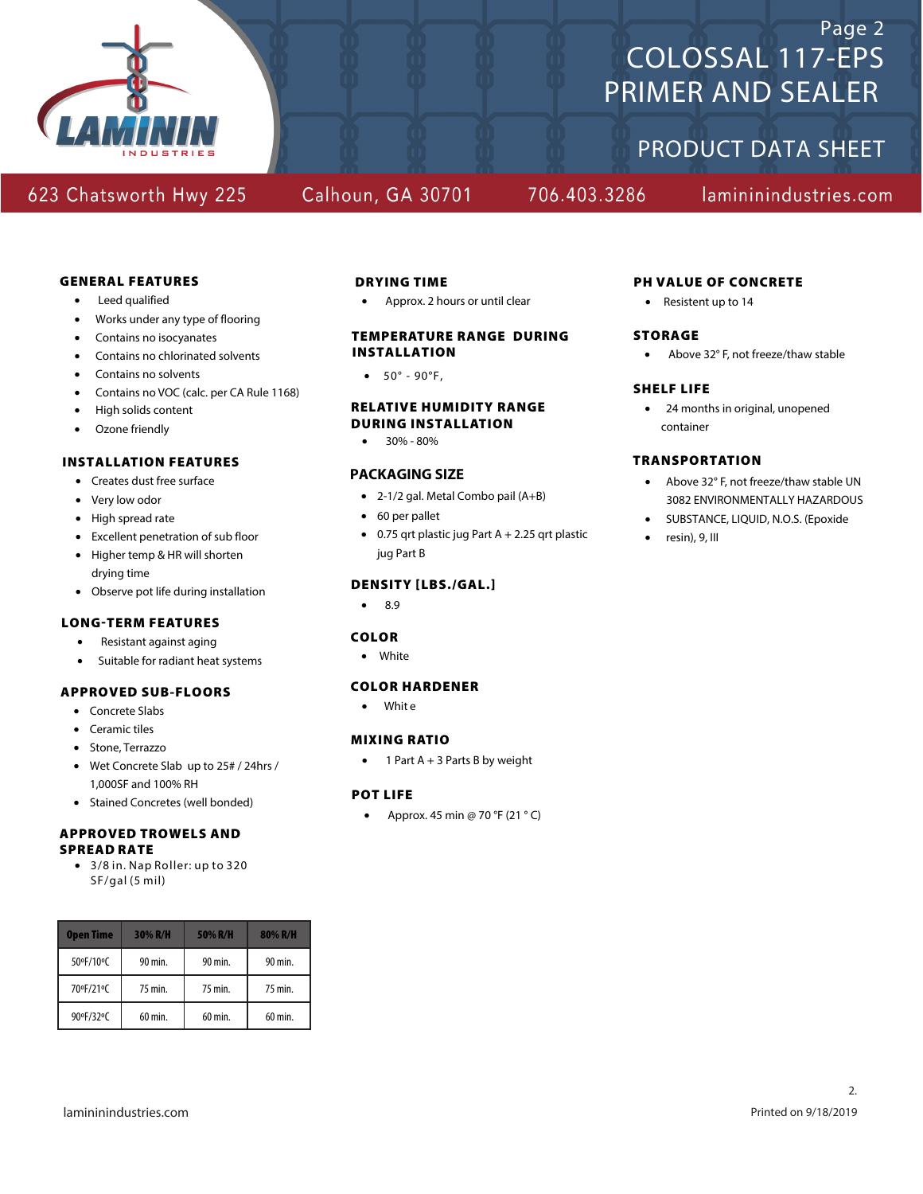# COLOSSAL 117-EPS PRIMER AND SEALER

## PRODUCT DATA SHEET

623 Chatsworth Hwy 225 Calhoun, GA 30701 706.403.3286 lamininindustries.com

### GENERAL FEATURES

- Leed qualified
- Works under any type of flooring
- Contains no isocyanates
- Contains no chlorinated solvents
- Contains no solvents
- Contains no VOC (calc. per CA Rule 1168)
- High solids content
- Ozone friendly

### INSTALLATION FEATURES

- Creates dust free surface
- Very low odor
- High spread rate
- Excellent penetration of sub floor
- Higher temp & HR will shorten drying time
- Observe pot life during installation

### LONG-TERM FEATURES

- Resistant against aging
- Suitable for radiant heat systems

### APPROVED SUB-FLOORS

- Concrete Slabs
- Ceramic tiles
- Stone, Terrazzo
- Wet Concrete Slab up to 25# / 24hrs / 1,000SF and 100% RH
- Stained Concretes (well bonded)

### APPROVED TROWELS AND SPREAD RATE

- 3/8 in. Nap Roller: up to 320 SF/gal (5 mil)

| Open Time | 30% R/H | 50% R/H | 80% R/H |
|---|---|---|---|
| 50ºF/10ºC | 90 min. | 90 min. | 90 min. |
| 70ºF/21ºC | 75 min. | 75 min. | 75 min. |
| 90ºF/32ºC | 60 min. | 60 min. | 60 min. |

### DRYING TIME

- Approx. 2 hours or until clear

### TEMPERATURE RANGE DURING INSTALLATION

- 50° - 90°F,

### RELATIVE HUMIDITY RANGE DURING INSTALLATION

- 30% - 80%

### PACKAGING SIZE

- 2-1/2 gal. Metal Combo pail (A+B)
- 60 per pallet
- 0.75 qrt plastic jug Part A + 2.25 qrt plastic jug Part B

### DENSITY [LBS./GAL.]

- 8.9

### COLOR

- White

### COLOR HARDENER

- Whit e

### MIXING RATIO

- 1 Part A + 3 Parts B by weight

### POT LIFE

- Approx. 45 min @ 70 °F (21 ° C)

### PH VALUE OF CONCRETE

- Resistent up to 14

### STORAGE

- Above 32° F, not freeze/thaw stable

### SHELF LIFE

- 24 months in original, unopened container

### TRANSPORTATION

- Above 32° F, not freeze/thaw stable UN 3082 ENVIRONMENTALLY HAZARDOUS
- SUBSTANCE, LIQUID, N.O.S. (Epoxide
- resin), 9, III

lamininindustries.com

Printed on 9/18/2019